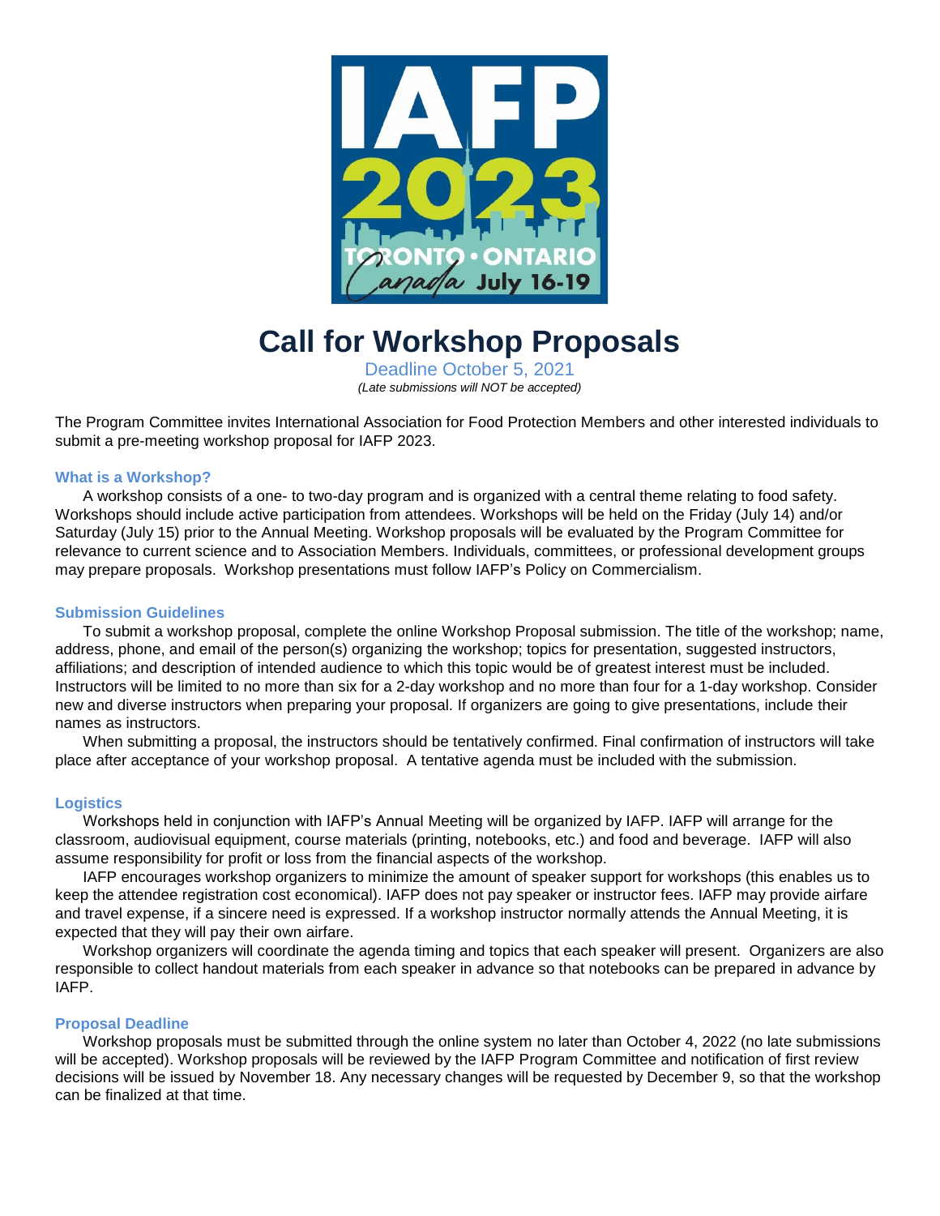# Call for Workshop Proposals

Deadline October 5, 2021

*(Late submissions will NOT be accepted)*

The Program Committee invites International Association for Food Protection Members and other interested individuals to submit a pre-meeting workshop proposal for IAFP 2023.

### What is a Workshop?

A workshop consists of a one- to two-day program and is organized with a central theme relating to food safety. Workshops should include active participation from attendees. Workshops will be held on the Friday (July 14) and/or Saturday (July 15) prior to the Annual Meeting. Workshop proposals will be evaluated by the Program Committee for relevance to current science and to Association Members. Individuals, committees, or professional development groups may prepare proposals. Workshop presentations must follow IAFP's Policy on Commercialism.

### Submission Guidelines

To submit a workshop proposal, complete the online Workshop Proposal submission. The title of the workshop; name, address, phone, and email of the person(s) organizing the workshop; topics for presentation, suggested instructors, affiliations; and description of intended audience to which this topic would be of greatest interest must be included. Instructors will be limited to no more than six for a 2-day workshop and no more than four for a 1-day workshop. Consider new and diverse instructors when preparing your proposal. If organizers are going to give presentations, include their names as instructors.

When submitting a proposal, the instructors should be tentatively confirmed. Final confirmation of instructors will take place after acceptance of your workshop proposal. A tentative agenda must be included with the submission.

### Logistics

Workshops held in conjunction with IAFP's Annual Meeting will be organized by IAFP. IAFP will arrange for the classroom, audiovisual equipment, course materials (printing, notebooks, etc.) and food and beverage. IAFP will also assume responsibility for profit or loss from the financial aspects of the workshop.

IAFP encourages workshop organizers to minimize the amount of speaker support for workshops (this enables us to keep the attendee registration cost economical). IAFP does not pay speaker or instructor fees. IAFP may provide airfare and travel expense, if a sincere need is expressed. If a workshop instructor normally attends the Annual Meeting, it is expected that they will pay their own airfare.

Workshop organizers will coordinate the agenda timing and topics that each speaker will present. Organizers are also responsible to collect handout materials from each speaker in advance so that notebooks can be prepared in advance by IAFP.

### Proposal Deadline

Workshop proposals must be submitted through the online system no later than October 4, 2022 (no late submissions will be accepted). Workshop proposals will be reviewed by the IAFP Program Committee and notification of first review decisions will be issued by November 18. Any necessary changes will be requested by December 9, so that the workshop can be finalized at that time.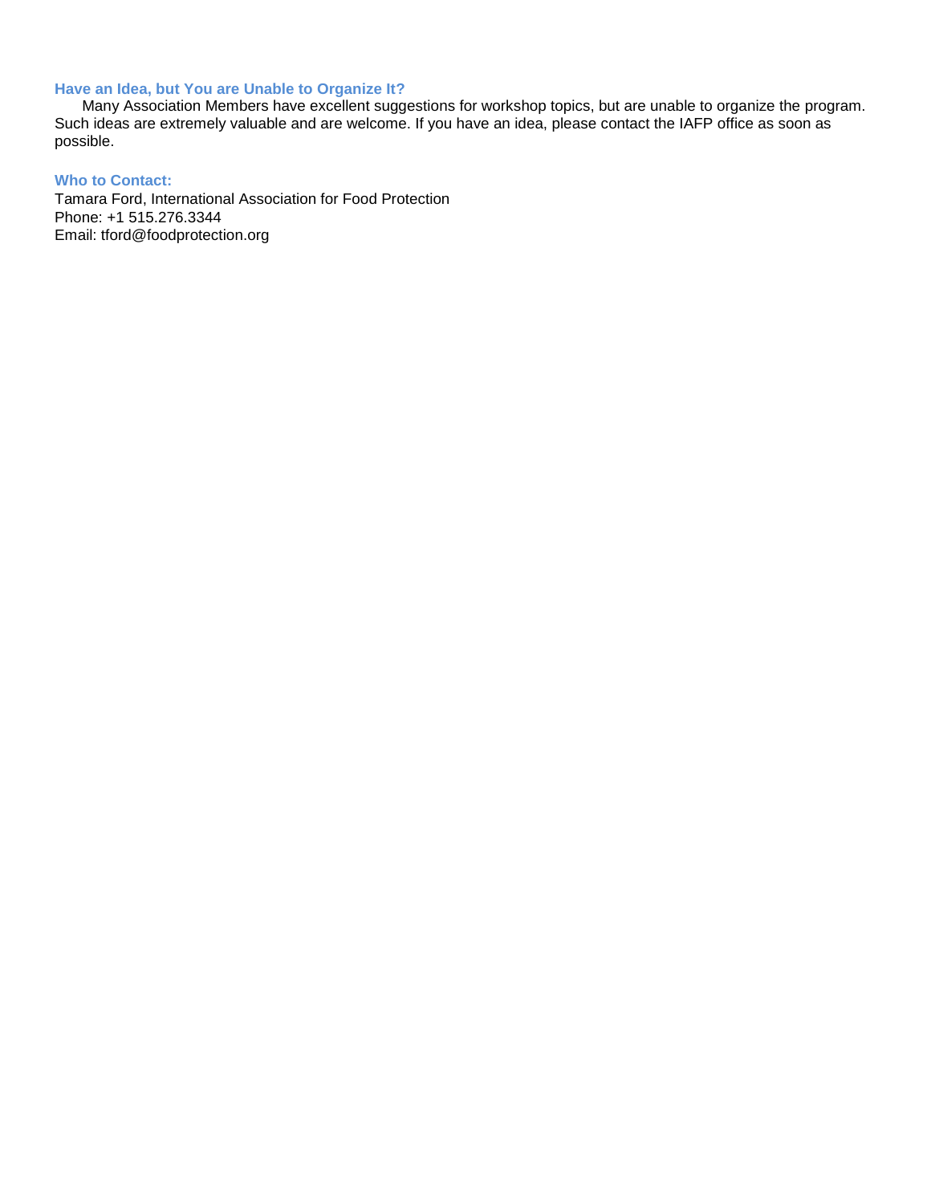### Have an Idea, but You are Unable to Organize It?

Many Association Members have excellent suggestions for workshop topics, but are unable to organize the program. Such ideas are extremely valuable and are welcome. If you have an idea, please contact the IAFP office as soon as possible.

### Who to Contact:

Tamara Ford, International Association for Food Protection
Phone: +1 515.276.3344
Email: tford@foodprotection.org